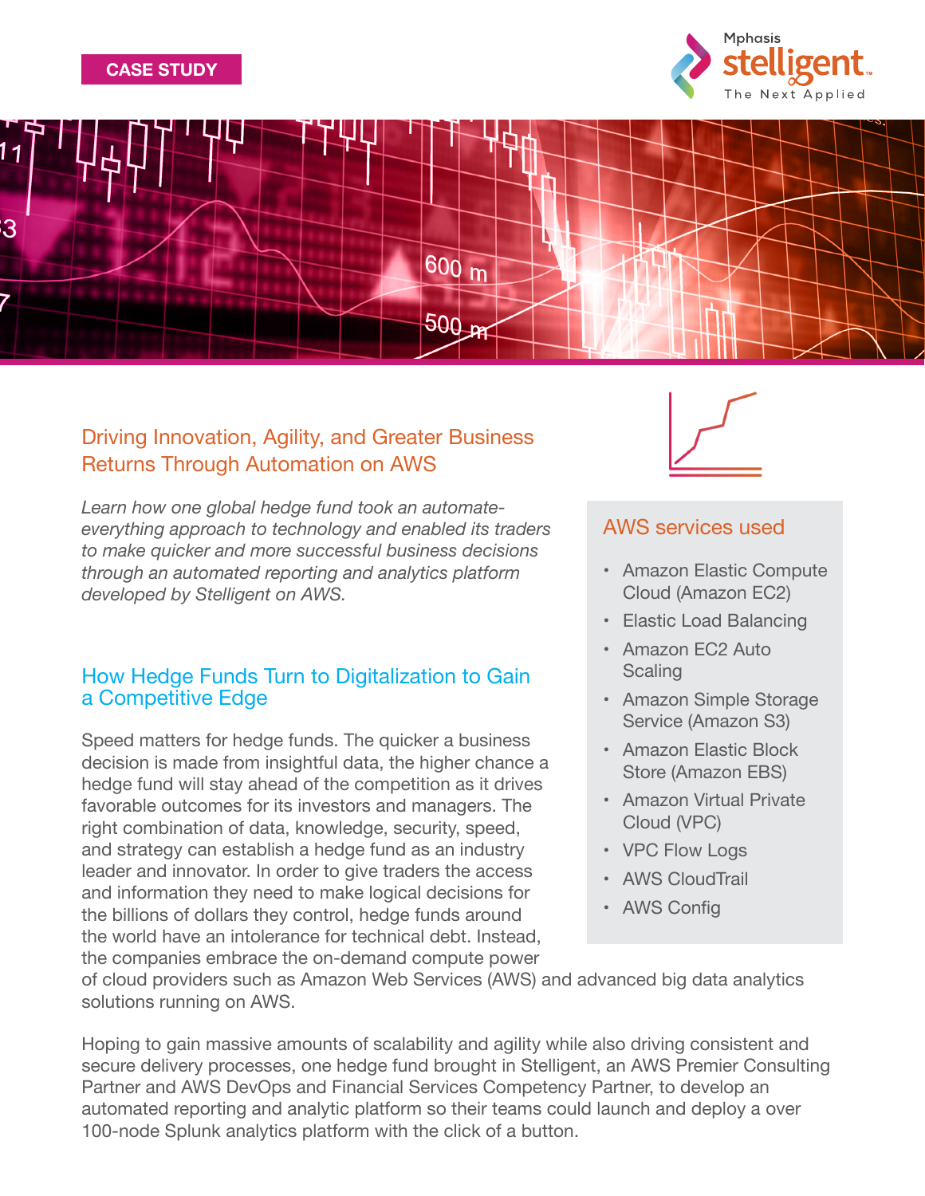CASE STUDY

Mphasis stelligent The Next Applied

## Driving Innovation, Agility, and Greater Business Returns Through Automation on AWS

*Learn how one global hedge fund took an automate-everything approach to technology and enabled its traders to make quicker and more successful business decisions through an automated reporting and analytics platform developed by Stelligent on AWS.*

### AWS services used

- Amazon Elastic Compute Cloud (Amazon EC2)
- Elastic Load Balancing
- Amazon EC2 Auto Scaling
- Amazon Simple Storage Service (Amazon S3)
- Amazon Elastic Block Store (Amazon EBS)
- Amazon Virtual Private Cloud (VPC)
- VPC Flow Logs
- AWS CloudTrail
- AWS Config

## How Hedge Funds Turn to Digitalization to Gain a Competitive Edge

Speed matters for hedge funds. The quicker a business decision is made from insightful data, the higher chance a hedge fund will stay ahead of the competition as it drives favorable outcomes for its investors and managers. The right combination of data, knowledge, security, speed, and strategy can establish a hedge fund as an industry leader and innovator. In order to give traders the access and information they need to make logical decisions for the billions of dollars they control, hedge funds around the world have an intolerance for technical debt. Instead, the companies embrace the on-demand compute power of cloud providers such as Amazon Web Services (AWS) and advanced big data analytics solutions running on AWS.

Hoping to gain massive amounts of scalability and agility while also driving consistent and secure delivery processes, one hedge fund brought in Stelligent, an AWS Premier Consulting Partner and AWS DevOps and Financial Services Competency Partner, to develop an automated reporting and analytic platform so their teams could launch and deploy a over 100-node Splunk analytics platform with the click of a button.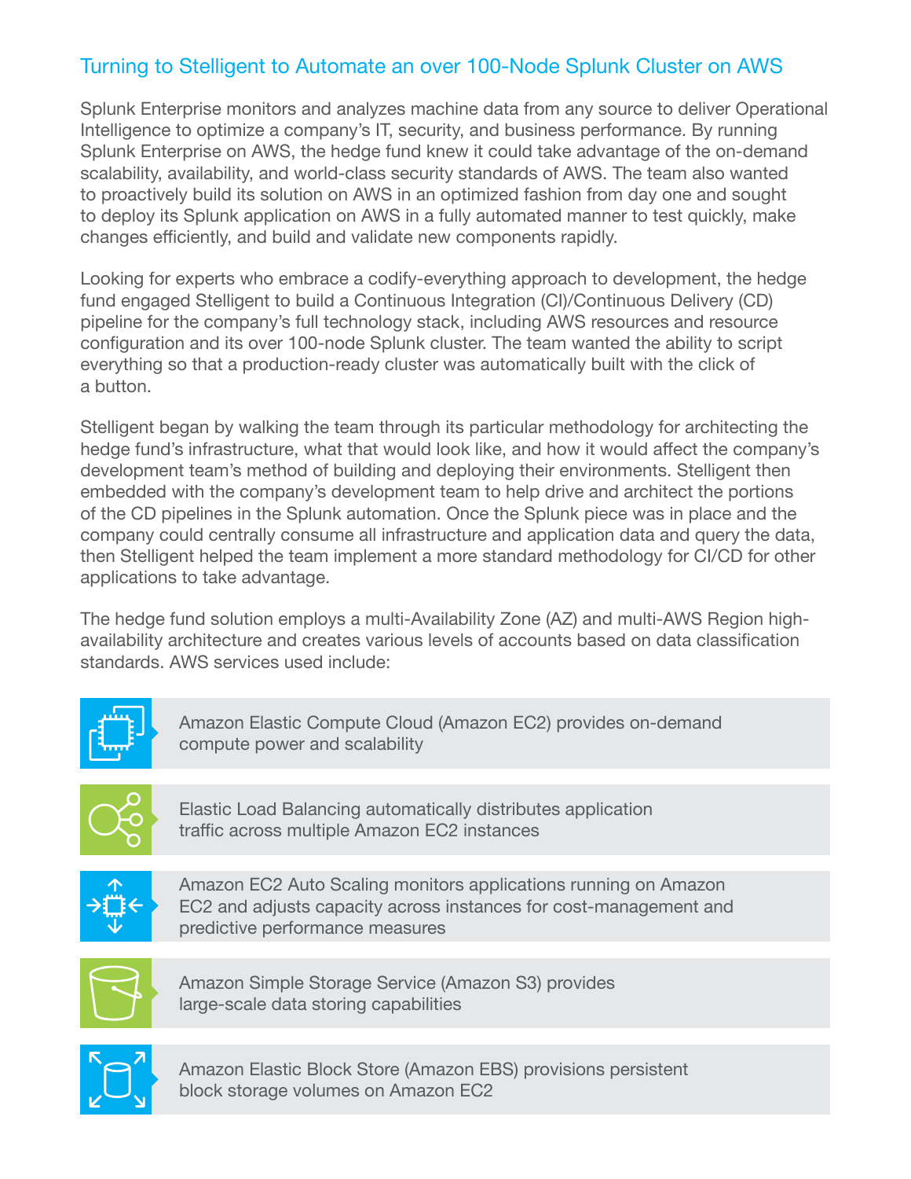## Turning to Stelligent to Automate an over 100-Node Splunk Cluster on AWS

Splunk Enterprise monitors and analyzes machine data from any source to deliver Operational Intelligence to optimize a company's IT, security, and business performance. By running Splunk Enterprise on AWS, the hedge fund knew it could take advantage of the on-demand scalability, availability, and world-class security standards of AWS. The team also wanted to proactively build its solution on AWS in an optimized fashion from day one and sought to deploy its Splunk application on AWS in a fully automated manner to test quickly, make changes efficiently, and build and validate new components rapidly.

Looking for experts who embrace a codify-everything approach to development, the hedge fund engaged Stelligent to build a Continuous Integration (CI)/Continuous Delivery (CD) pipeline for the company's full technology stack, including AWS resources and resource configuration and its over 100-node Splunk cluster. The team wanted the ability to script everything so that a production-ready cluster was automatically built with the click of a button.

Stelligent began by walking the team through its particular methodology for architecting the hedge fund's infrastructure, what that would look like, and how it would affect the company's development team's method of building and deploying their environments. Stelligent then embedded with the company's development team to help drive and architect the portions of the CD pipelines in the Splunk automation. Once the Splunk piece was in place and the company could centrally consume all infrastructure and application data and query the data, then Stelligent helped the team implement a more standard methodology for CI/CD for other applications to take advantage.

The hedge fund solution employs a multi-Availability Zone (AZ) and multi-AWS Region high-availability architecture and creates various levels of accounts based on data classification standards. AWS services used include:

- Amazon Elastic Compute Cloud (Amazon EC2) provides on-demand compute power and scalability
- Elastic Load Balancing automatically distributes application traffic across multiple Amazon EC2 instances
- Amazon EC2 Auto Scaling monitors applications running on Amazon EC2 and adjusts capacity across instances for cost-management and predictive performance measures
- Amazon Simple Storage Service (Amazon S3) provides large-scale data storing capabilities
- Amazon Elastic Block Store (Amazon EBS) provisions persistent block storage volumes on Amazon EC2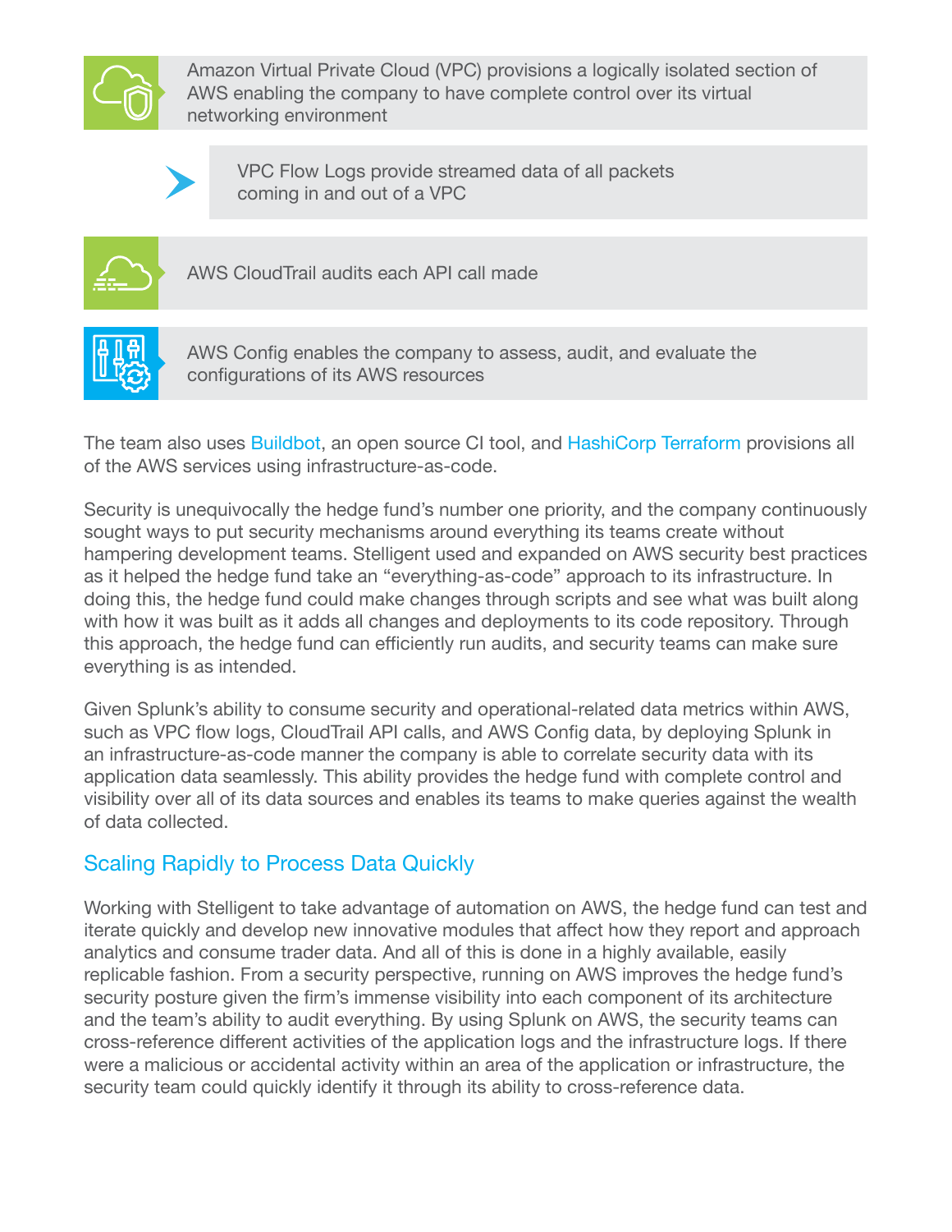- Amazon Virtual Private Cloud (VPC) provisions a logically isolated section of AWS enabling the company to have complete control over its virtual networking environment
  - VPC Flow Logs provide streamed data of all packets coming in and out of a VPC
- AWS CloudTrail audits each API call made
- AWS Config enables the company to assess, audit, and evaluate the configurations of its AWS resources

The team also uses Buildbot, an open source CI tool, and HashiCorp Terraform provisions all of the AWS services using infrastructure-as-code.

Security is unequivocally the hedge fund's number one priority, and the company continuously sought ways to put security mechanisms around everything its teams create without hampering development teams. Stelligent used and expanded on AWS security best practices as it helped the hedge fund take an "everything-as-code" approach to its infrastructure. In doing this, the hedge fund could make changes through scripts and see what was built along with how it was built as it adds all changes and deployments to its code repository. Through this approach, the hedge fund can efficiently run audits, and security teams can make sure everything is as intended.

Given Splunk's ability to consume security and operational-related data metrics within AWS, such as VPC flow logs, CloudTrail API calls, and AWS Config data, by deploying Splunk in an infrastructure-as-code manner the company is able to correlate security data with its application data seamlessly. This ability provides the hedge fund with complete control and visibility over all of its data sources and enables its teams to make queries against the wealth of data collected.

## Scaling Rapidly to Process Data Quickly

Working with Stelligent to take advantage of automation on AWS, the hedge fund can test and iterate quickly and develop new innovative modules that affect how they report and approach analytics and consume trader data. And all of this is done in a highly available, easily replicable fashion. From a security perspective, running on AWS improves the hedge fund's security posture given the firm's immense visibility into each component of its architecture and the team's ability to audit everything. By using Splunk on AWS, the security teams can cross-reference different activities of the application logs and the infrastructure logs. If there were a malicious or accidental activity within an area of the application or infrastructure, the security team could quickly identify it through its ability to cross-reference data.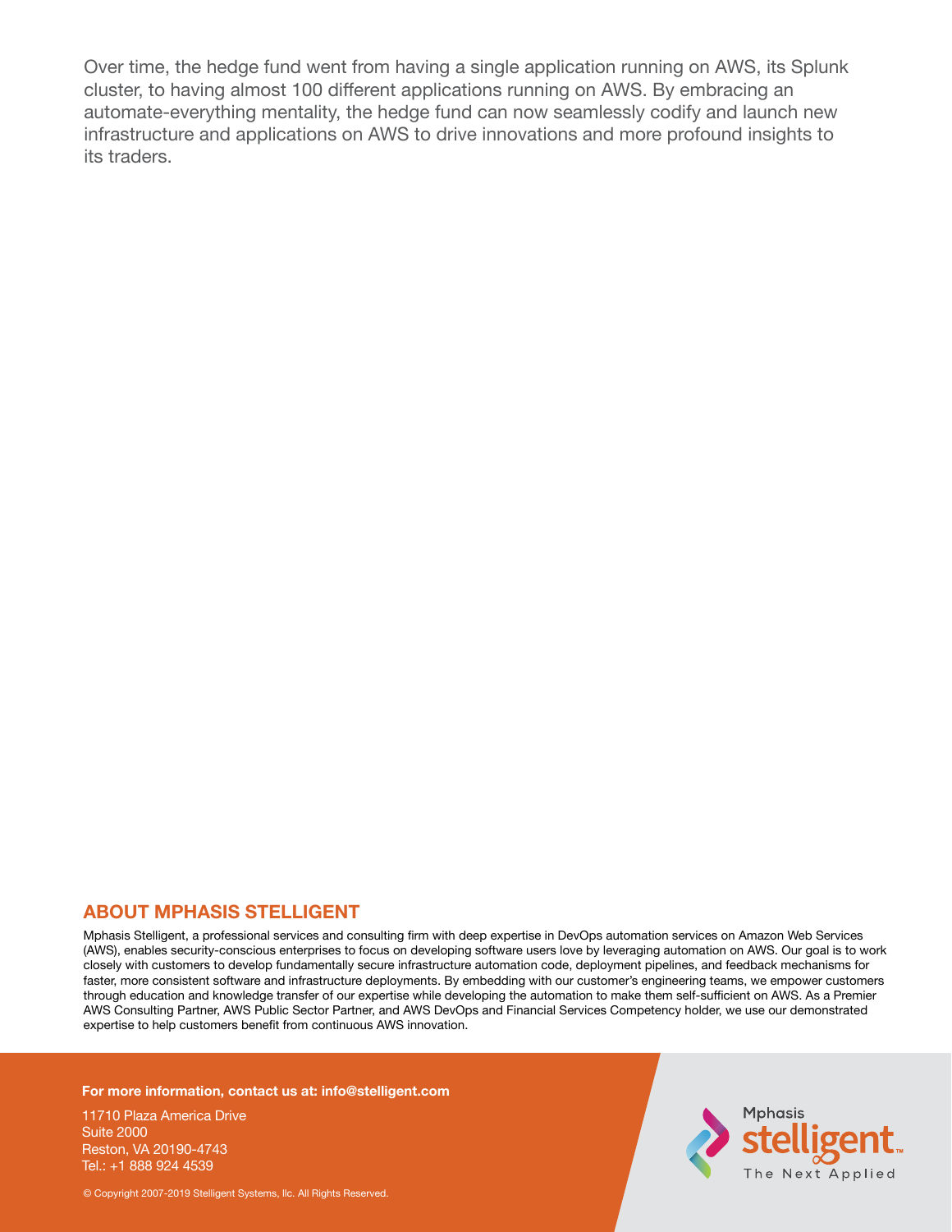Over time, the hedge fund went from having a single application running on AWS, its Splunk cluster, to having almost 100 different applications running on AWS. By embracing an automate-everything mentality, the hedge fund can now seamlessly codify and launch new infrastructure and applications on AWS to drive innovations and more profound insights to its traders.

## ABOUT MPHASIS STELLIGENT

Mphasis Stelligent, a professional services and consulting firm with deep expertise in DevOps automation services on Amazon Web Services (AWS), enables security-conscious enterprises to focus on developing software users love by leveraging automation on AWS. Our goal is to work closely with customers to develop fundamentally secure infrastructure automation code, deployment pipelines, and feedback mechanisms for faster, more consistent software and infrastructure deployments. By embedding with our customer's engineering teams, we empower customers through education and knowledge transfer of our expertise while developing the automation to make them self-sufficient on AWS. As a Premier AWS Consulting Partner, AWS Public Sector Partner, and AWS DevOps and Financial Services Competency holder, we use our demonstrated expertise to help customers benefit from continuous AWS innovation.

**For more information, contact us at: info@stelligent.com**

11710 Plaza America Drive
Suite 2000
Reston, VA 20190-4743
Tel.: +1 888 924 4539

© Copyright 2007-2019 Stelligent Systems, llc. All Rights Reserved.

Mphasis stelligent™
The Next Applied